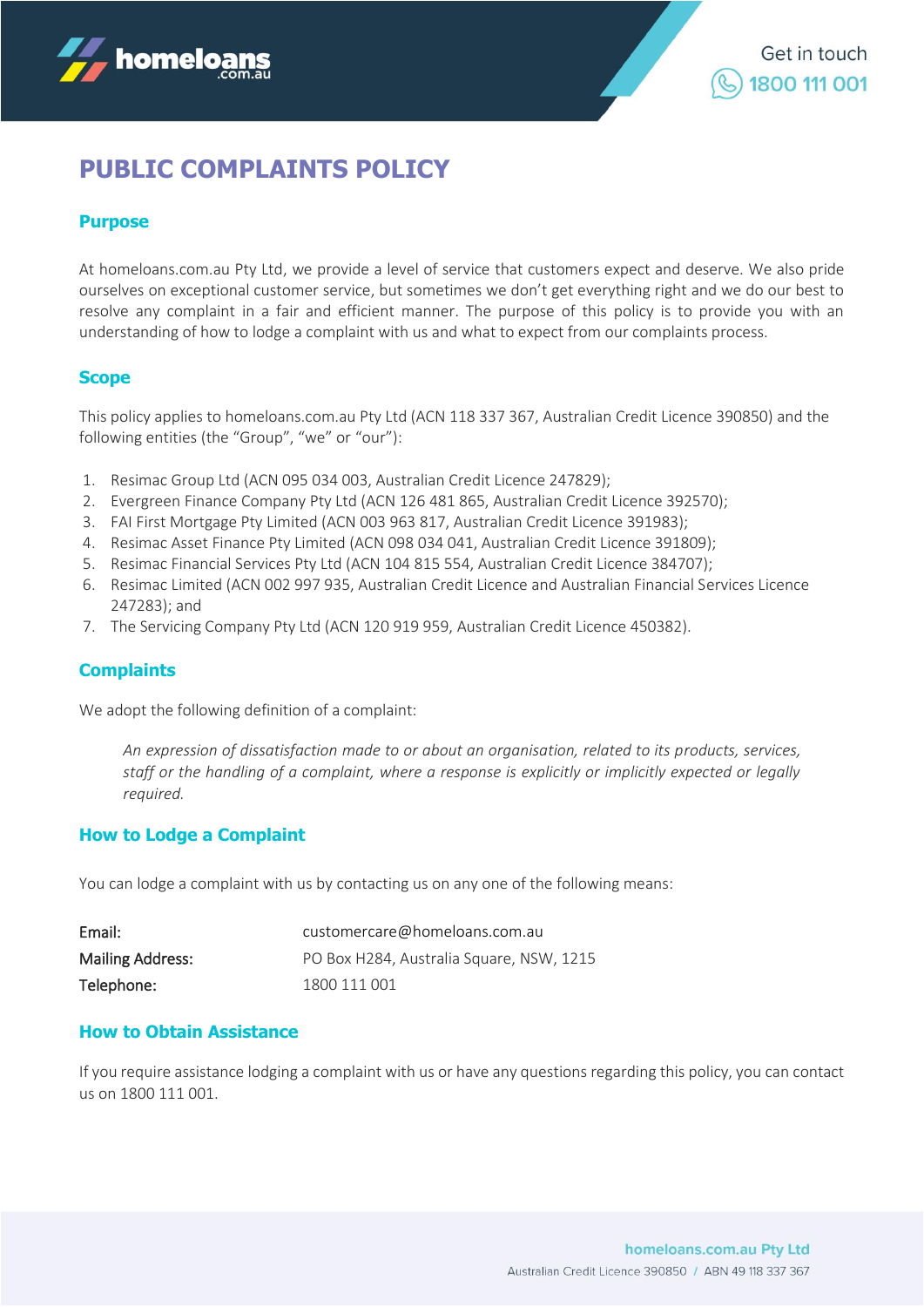# PUBLIC COMPLAINTS POLICY

## Purpose

At homeloans.com.au Pty Ltd, we provide a level of service that customers expect and deserve. We also pride ourselves on exceptional customer service, but sometimes we don't get everything right and we do our best to resolve any complaint in a fair and efficient manner. The purpose of this policy is to provide you with an understanding of how to lodge a complaint with us and what to expect from our complaints process.

## Scope

This policy applies to homeloans.com.au Pty Ltd (ACN 118 337 367, Australian Credit Licence 390850) and the following entities (the "Group", "we" or "our"):

1. Resimac Group Ltd (ACN 095 034 003, Australian Credit Licence 247829);
2. Evergreen Finance Company Pty Ltd (ACN 126 481 865, Australian Credit Licence 392570);
3. FAI First Mortgage Pty Limited (ACN 003 963 817, Australian Credit Licence 391983);
4. Resimac Asset Finance Pty Limited (ACN 098 034 041, Australian Credit Licence 391809);
5. Resimac Financial Services Pty Ltd (ACN 104 815 554, Australian Credit Licence 384707);
6. Resimac Limited (ACN 002 997 935, Australian Credit Licence and Australian Financial Services Licence 247283); and
7. The Servicing Company Pty Ltd (ACN 120 919 959, Australian Credit Licence 450382).

## Complaints

We adopt the following definition of a complaint:

> *An expression of dissatisfaction made to or about an organisation, related to its products, services, staff or the handling of a complaint, where a response is explicitly or implicitly expected or legally required.*

## How to Lodge a Complaint

You can lodge a complaint with us by contacting us on any one of the following means:

| | |
|---|---|
| Email: | customercare@homeloans.com.au |
| Mailing Address: | PO Box H284, Australia Square, NSW, 1215 |
| Telephone: | 1800 111 001 |

## How to Obtain Assistance

If you require assistance lodging a complaint with us or have any questions regarding this policy, you can contact us on 1800 111 001.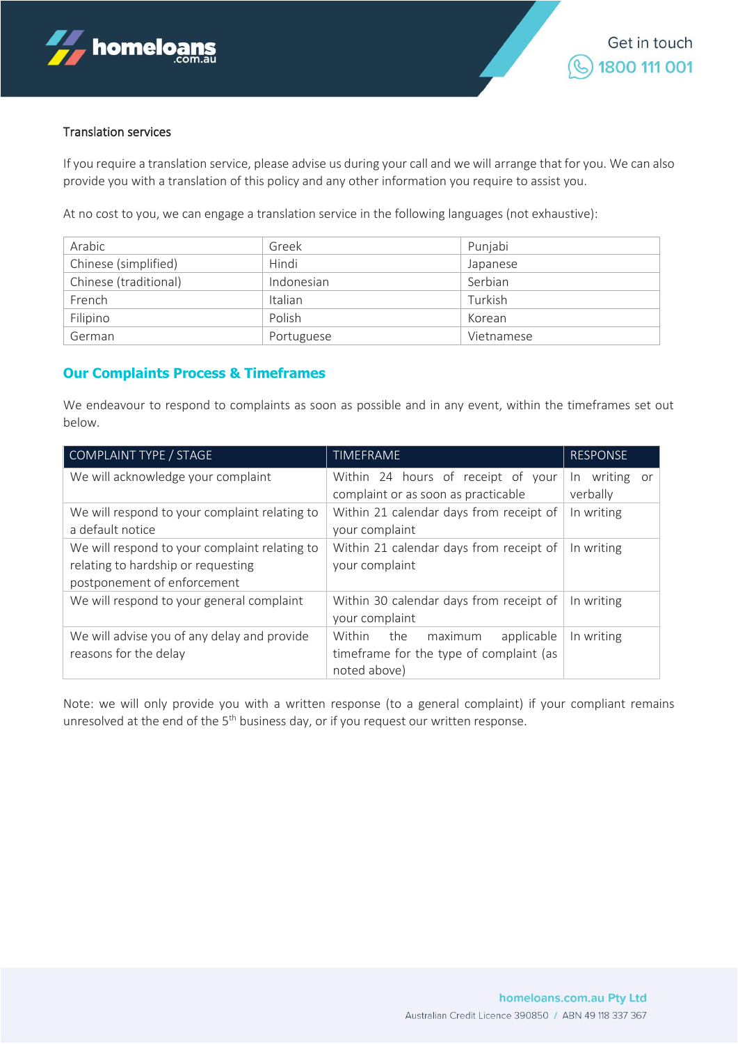### Translation services

If you require a translation service, please advise us during your call and we will arrange that for you. We can also provide you with a translation of this policy and any other information you require to assist you.

At no cost to you, we can engage a translation service in the following languages (not exhaustive):

| | | |
|---|---|---|
| Arabic | Greek | Punjabi |
| Chinese (simplified) | Hindi | Japanese |
| Chinese (traditional) | Indonesian | Serbian |
| French | Italian | Turkish |
| Filipino | Polish | Korean |
| German | Portuguese | Vietnamese |

## Our Complaints Process & Timeframes

We endeavour to respond to complaints as soon as possible and in any event, within the timeframes set out below.

| COMPLAINT TYPE / STAGE | TIMEFRAME | RESPONSE |
|---|---|---|
| We will acknowledge your complaint | Within 24 hours of receipt of your complaint or as soon as practicable | In writing or verbally |
| We will respond to your complaint relating to a default notice | Within 21 calendar days from receipt of your complaint | In writing |
| We will respond to your complaint relating to relating to hardship or requesting postponement of enforcement | Within 21 calendar days from receipt of your complaint | In writing |
| We will respond to your general complaint | Within 30 calendar days from receipt of your complaint | In writing |
| We will advise you of any delay and provide reasons for the delay | Within the maximum applicable timeframe for the type of complaint (as noted above) | In writing |

Note: we will only provide you with a written response (to a general complaint) if your compliant remains unresolved at the end of the 5th business day, or if you request our written response.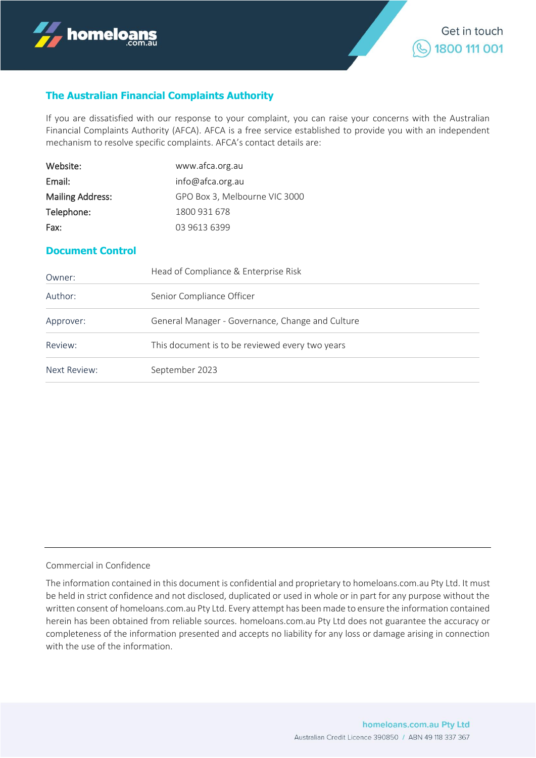## The Australian Financial Complaints Authority

If you are dissatisfied with our response to your complaint, you can raise your concerns with the Australian Financial Complaints Authority (AFCA). AFCA is a free service established to provide you with an independent mechanism to resolve specific complaints. AFCA's contact details are:

| | |
|---|---|
| Website: | www.afca.org.au |
| Email: | info@afca.org.au |
| Mailing Address: | GPO Box 3, Melbourne VIC 3000 |
| Telephone: | 1800 931 678 |
| Fax: | 03 9613 6399 |

## Document Control

| | |
|---|---|
| Owner: | Head of Compliance & Enterprise Risk |
| Author: | Senior Compliance Officer |
| Approver: | General Manager - Governance, Change and Culture |
| Review: | This document is to be reviewed every two years |
| Next Review: | September 2023 |

Commercial in Confidence

The information contained in this document is confidential and proprietary to homeloans.com.au Pty Ltd. It must be held in strict confidence and not disclosed, duplicated or used in whole or in part for any purpose without the written consent of homeloans.com.au Pty Ltd. Every attempt has been made to ensure the information contained herein has been obtained from reliable sources. homeloans.com.au Pty Ltd does not guarantee the accuracy or completeness of the information presented and accepts no liability for any loss or damage arising in connection with the use of the information.